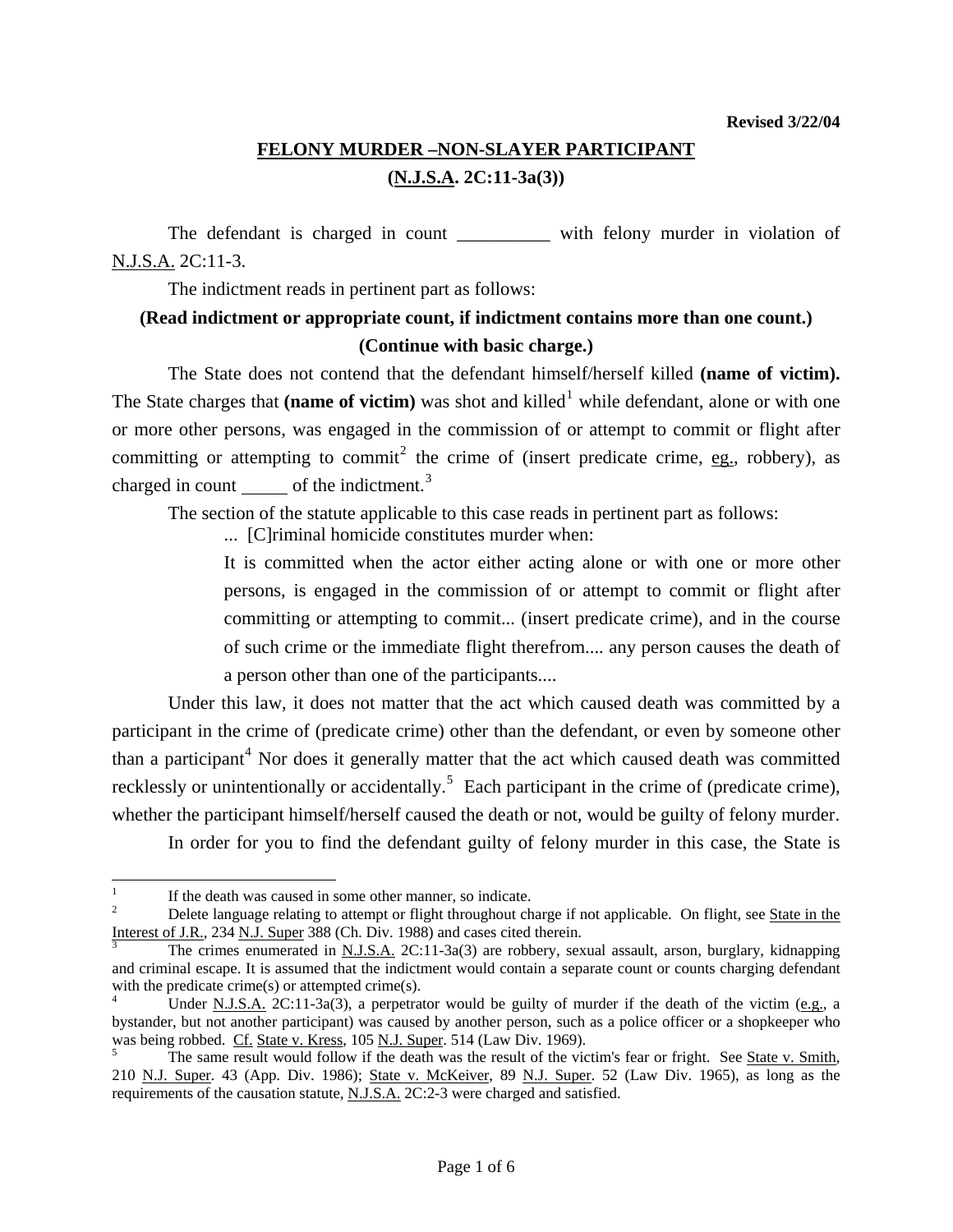Revised 3/22/04

# FELONY MURDER –NON-SLAYER PARTICIPANT

## (N.J.S.A. 2C:11-3a(3))

The defendant is charged in count __________ with felony murder in violation of N.J.S.A. 2C:11-3.

The indictment reads in pertinent part as follows:

**(Read indictment or appropriate count, if indictment contains more than one count.)**

**(Continue with basic charge.)**

The State does not contend that the defendant himself/herself killed **(name of victim).** The State charges that **(name of victim)** was shot and killed[1] while defendant, alone or with one or more other persons, was engaged in the commission of or attempt to commit or flight after committing or attempting to commit[2] the crime of (insert predicate crime, eg., robbery), as charged in count _____ of the indictment.[3]

The section of the statute applicable to this case reads in pertinent part as follows:

> ... [C]riminal homicide constitutes murder when:
>
> It is committed when the actor either acting alone or with one or more other persons, is engaged in the commission of or attempt to commit or flight after committing or attempting to commit... (insert predicate crime), and in the course of such crime or the immediate flight therefrom.... any person causes the death of a person other than one of the participants....

Under this law, it does not matter that the act which caused death was committed by a participant in the crime of (predicate crime) other than the defendant, or even by someone other than a participant[4] Nor does it generally matter that the act which caused death was committed recklessly or unintentionally or accidentally.[5] Each participant in the crime of (predicate crime), whether the participant himself/herself caused the death or not, would be guilty of felony murder.

In order for you to find the defendant guilty of felony murder in this case, the State is

---

[1] If the death was caused in some other manner, so indicate.

[2] Delete language relating to attempt or flight throughout charge if not applicable. On flight, see State in the Interest of J.R., 234 N.J. Super 388 (Ch. Div. 1988) and cases cited therein.

[3] The crimes enumerated in N.J.S.A. 2C:11-3a(3) are robbery, sexual assault, arson, burglary, kidnapping and criminal escape. It is assumed that the indictment would contain a separate count or counts charging defendant with the predicate crime(s) or attempted crime(s).

[4] Under N.J.S.A. 2C:11-3a(3), a perpetrator would be guilty of murder if the death of the victim (e.g., a bystander, but not another participant) was caused by another person, such as a police officer or a shopkeeper who was being robbed. Cf. State v. Kress, 105 N.J. Super. 514 (Law Div. 1969).

[5] The same result would follow if the death was the result of the victim's fear or fright. See State v. Smith, 210 N.J. Super. 43 (App. Div. 1986); State v. McKeiver, 89 N.J. Super. 52 (Law Div. 1965), as long as the requirements of the causation statute, N.J.S.A. 2C:2-3 were charged and satisfied.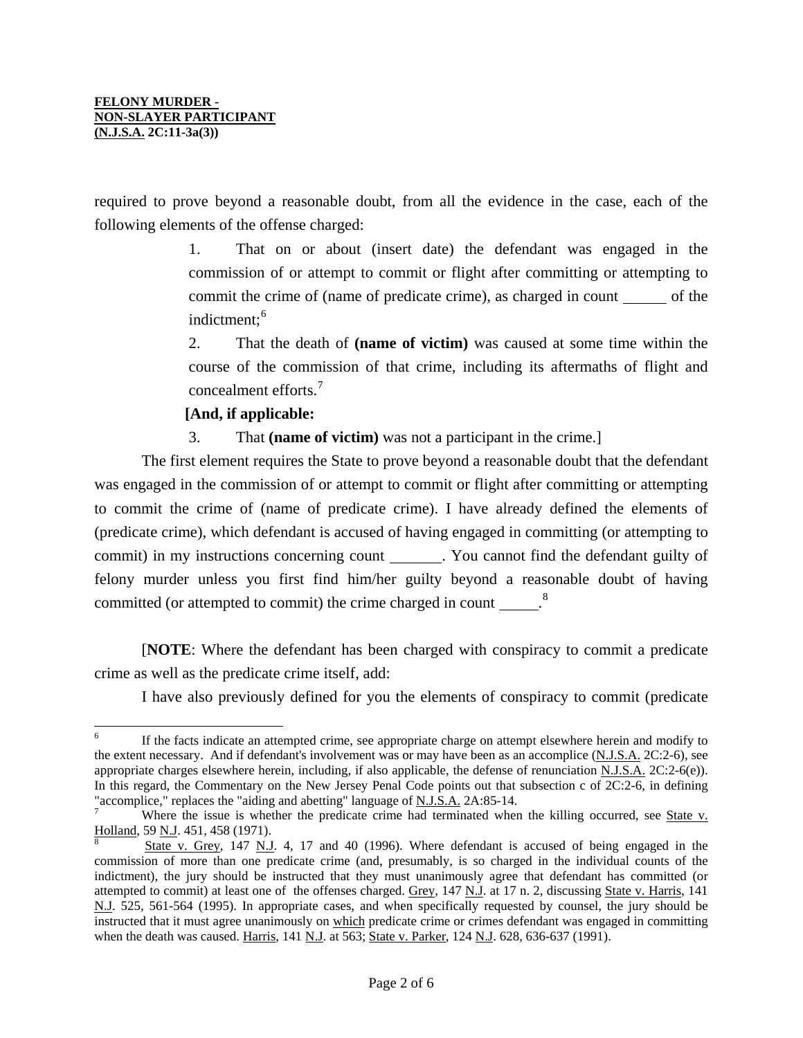required to prove beyond a reasonable doubt, from all the evidence in the case, each of the following elements of the offense charged:

1. That on or about (insert date) the defendant was engaged in the commission of or attempt to commit or flight after committing or attempting to commit the crime of (name of predicate crime), as charged in count ______ of the indictment;[6]

2. That the death of **(name of victim)** was caused at some time within the course of the commission of that crime, including its aftermaths of flight and concealment efforts.[7]

**[And, if applicable:**

3. That **(name of victim)** was not a participant in the crime.]

The first element requires the State to prove beyond a reasonable doubt that the defendant was engaged in the commission of or attempt to commit or flight after committing or attempting to commit the crime of (name of predicate crime). I have already defined the elements of (predicate crime), which defendant is accused of having engaged in committing (or attempting to commit) in my instructions concerning count _______. You cannot find the defendant guilty of felony murder unless you first find him/her guilty beyond a reasonable doubt of having committed (or attempted to commit) the crime charged in count _____.[8]

[**NOTE**: Where the defendant has been charged with conspiracy to commit a predicate crime as well as the predicate crime itself, add:

I have also previously defined for you the elements of conspiracy to commit (predicate

---

[6] If the facts indicate an attempted crime, see appropriate charge on attempt elsewhere herein and modify to the extent necessary. And if defendant's involvement was or may have been as an accomplice (N.J.S.A. 2C:2-6), see appropriate charges elsewhere herein, including, if also applicable, the defense of renunciation N.J.S.A. 2C:2-6(e)). In this regard, the Commentary on the New Jersey Penal Code points out that subsection c of 2C:2-6, in defining "accomplice," replaces the "aiding and abetting" language of N.J.S.A. 2A:85-14.

[7] Where the issue is whether the predicate crime had terminated when the killing occurred, see State v. Holland, 59 N.J. 451, 458 (1971).

[8] State v. Grey, 147 N.J. 4, 17 and 40 (1996). Where defendant is accused of being engaged in the commission of more than one predicate crime (and, presumably, is so charged in the individual counts of the indictment), the jury should be instructed that they must unanimously agree that defendant has committed (or attempted to commit) at least one of the offenses charged. Grey, 147 N.J. at 17 n. 2, discussing State v. Harris, 141 N.J. 525, 561-564 (1995). In appropriate cases, and when specifically requested by counsel, the jury should be instructed that it must agree unanimously on which predicate crime or crimes defendant was engaged in committing when the death was caused. Harris, 141 N.J. at 563; State v. Parker, 124 N.J. 628, 636-637 (1991).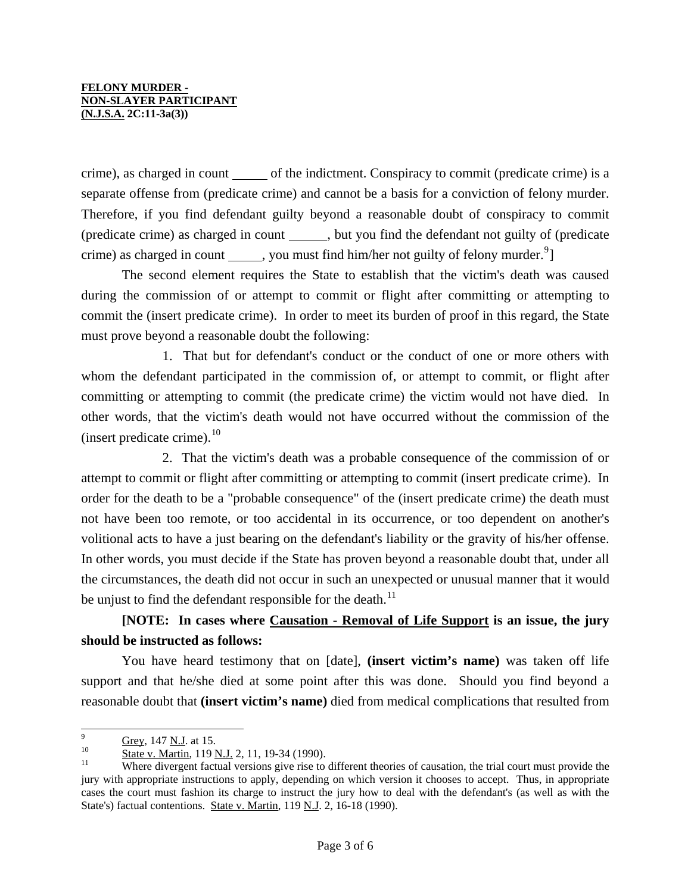crime), as charged in count _____ of the indictment. Conspiracy to commit (predicate crime) is a separate offense from (predicate crime) and cannot be a basis for a conviction of felony murder. Therefore, if you find defendant guilty beyond a reasonable doubt of conspiracy to commit (predicate crime) as charged in count ______, but you find the defendant not guilty of (predicate crime) as charged in count _____, you must find him/her not guilty of felony murder.[9]]

The second element requires the State to establish that the victim's death was caused during the commission of or attempt to commit or flight after committing or attempting to commit the (insert predicate crime). In order to meet its burden of proof in this regard, the State must prove beyond a reasonable doubt the following:

1. That but for defendant's conduct or the conduct of one or more others with whom the defendant participated in the commission of, or attempt to commit, or flight after committing or attempting to commit (the predicate crime) the victim would not have died. In other words, that the victim's death would not have occurred without the commission of the (insert predicate crime).[10]

2. That the victim's death was a probable consequence of the commission of or attempt to commit or flight after committing or attempting to commit (insert predicate crime). In order for the death to be a "probable consequence" of the (insert predicate crime) the death must not have been too remote, or too accidental in its occurrence, or too dependent on another's volitional acts to have a just bearing on the defendant's liability or the gravity of his/her offense. In other words, you must decide if the State has proven beyond a reasonable doubt that, under all the circumstances, the death did not occur in such an unexpected or unusual manner that it would be unjust to find the defendant responsible for the death.[11]

**[NOTE: In cases where <u>Causation - Removal of Life Support</u> is an issue, the jury should be instructed as follows:**

You have heard testimony that on [date], **(insert victim's name)** was taken off life support and that he/she died at some point after this was done. Should you find beyond a reasonable doubt that **(insert victim's name)** died from medical complications that resulted from

---

[9] <u>Grey</u>, 147 <u>N.J</u>. at 15.

[10] <u>State v. Martin</u>, 119 <u>N.J.</u> 2, 11, 19-34 (1990).

[11] Where divergent factual versions give rise to different theories of causation, the trial court must provide the jury with appropriate instructions to apply, depending on which version it chooses to accept. Thus, in appropriate cases the court must fashion its charge to instruct the jury how to deal with the defendant's (as well as with the State's) factual contentions. <u>State v. Martin</u>, 119 <u>N.J</u>. 2, 16-18 (1990).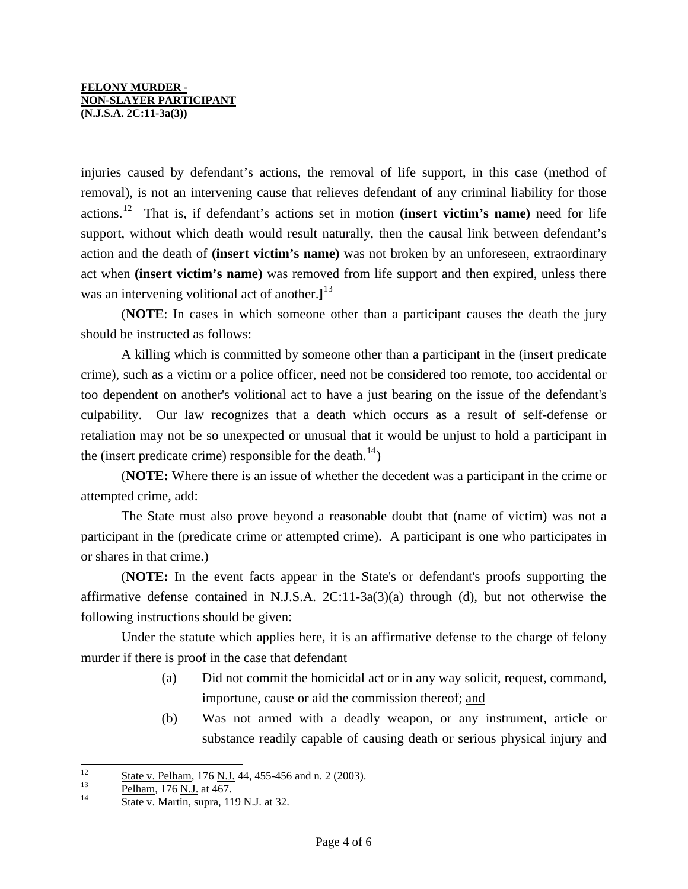injuries caused by defendant's actions, the removal of life support, in this case (method of removal), is not an intervening cause that relieves defendant of any criminal liability for those actions.[12] That is, if defendant's actions set in motion **(insert victim's name)** need for life support, without which death would result naturally, then the causal link between defendant's action and the death of **(insert victim's name)** was not broken by an unforeseen, extraordinary act when **(insert victim's name)** was removed from life support and then expired, unless there was an intervening volitional act of another.**]**[13]

(**NOTE**: In cases in which someone other than a participant causes the death the jury should be instructed as follows:

A killing which is committed by someone other than a participant in the (insert predicate crime), such as a victim or a police officer, need not be considered too remote, too accidental or too dependent on another's volitional act to have a just bearing on the issue of the defendant's culpability. Our law recognizes that a death which occurs as a result of self-defense or retaliation may not be so unexpected or unusual that it would be unjust to hold a participant in the (insert predicate crime) responsible for the death.[14])

(**NOTE:** Where there is an issue of whether the decedent was a participant in the crime or attempted crime, add:

The State must also prove beyond a reasonable doubt that (name of victim) was not a participant in the (predicate crime or attempted crime). A participant is one who participates in or shares in that crime.)

(**NOTE:** In the event facts appear in the State's or defendant's proofs supporting the affirmative defense contained in N.J.S.A. 2C:11-3a(3)(a) through (d), but not otherwise the following instructions should be given:

Under the statute which applies here, it is an affirmative defense to the charge of felony murder if there is proof in the case that defendant

(a) Did not commit the homicidal act or in any way solicit, request, command, importune, cause or aid the commission thereof; and

(b) Was not armed with a deadly weapon, or any instrument, article or substance readily capable of causing death or serious physical injury and

---

12 State v. Pelham, 176 N.J. 44, 455-456 and n. 2 (2003).

13 Pelham, 176 N.J. at 467.

14 State v. Martin, supra, 119 N.J. at 32.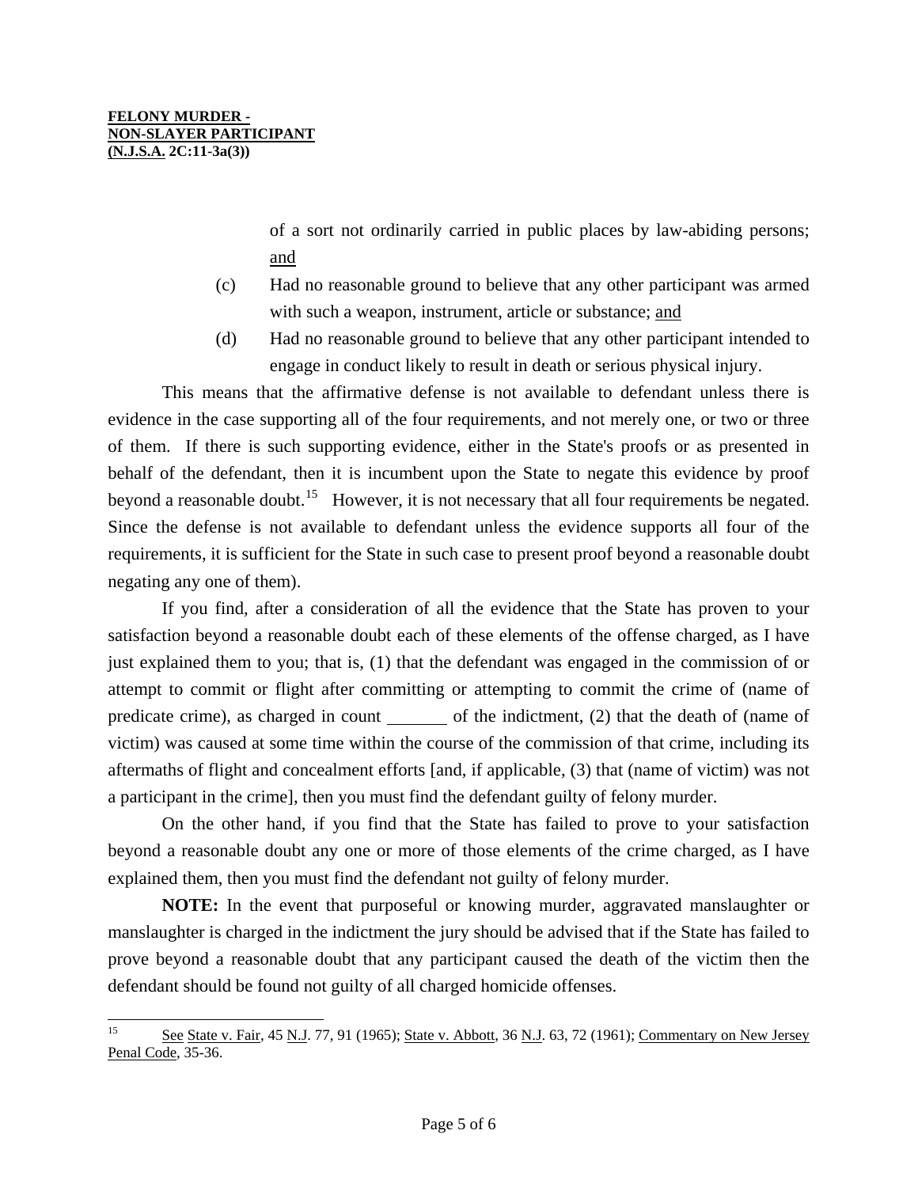of a sort not ordinarily carried in public places by law-abiding persons; and

(c) Had no reasonable ground to believe that any other participant was armed with such a weapon, instrument, article or substance; and

(d) Had no reasonable ground to believe that any other participant intended to engage in conduct likely to result in death or serious physical injury.

This means that the affirmative defense is not available to defendant unless there is evidence in the case supporting all of the four requirements, and not merely one, or two or three of them. If there is such supporting evidence, either in the State's proofs or as presented in behalf of the defendant, then it is incumbent upon the State to negate this evidence by proof beyond a reasonable doubt.[15] However, it is not necessary that all four requirements be negated. Since the defense is not available to defendant unless the evidence supports all four of the requirements, it is sufficient for the State in such case to present proof beyond a reasonable doubt negating any one of them).

If you find, after a consideration of all the evidence that the State has proven to your satisfaction beyond a reasonable doubt each of these elements of the offense charged, as I have just explained them to you; that is, (1) that the defendant was engaged in the commission of or attempt to commit or flight after committing or attempting to commit the crime of (name of predicate crime), as charged in count _______ of the indictment, (2) that the death of (name of victim) was caused at some time within the course of the commission of that crime, including its aftermaths of flight and concealment efforts [and, if applicable, (3) that (name of victim) was not a participant in the crime], then you must find the defendant guilty of felony murder.

On the other hand, if you find that the State has failed to prove to your satisfaction beyond a reasonable doubt any one or more of those elements of the crime charged, as I have explained them, then you must find the defendant not guilty of felony murder.

**NOTE:** In the event that purposeful or knowing murder, aggravated manslaughter or manslaughter is charged in the indictment the jury should be advised that if the State has failed to prove beyond a reasonable doubt that any participant caused the death of the victim then the defendant should be found not guilty of all charged homicide offenses.

---

[15] See State v. Fair, 45 N.J. 77, 91 (1965); State v. Abbott, 36 N.J. 63, 72 (1961); Commentary on New Jersey Penal Code, 35-36.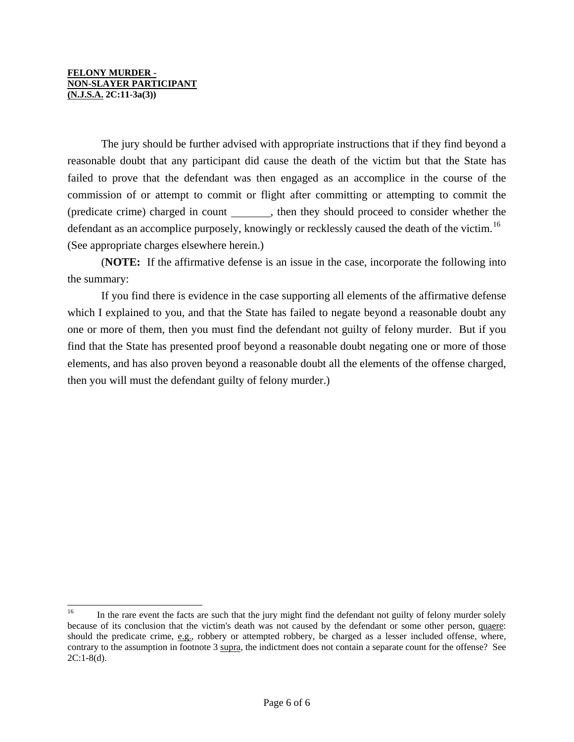**FELONY MURDER -**
**NON-SLAYER PARTICIPANT**
**(N.J.S.A. 2C:11-3a(3))**

The jury should be further advised with appropriate instructions that if they find beyond a reasonable doubt that any participant did cause the death of the victim but that the State has failed to prove that the defendant was then engaged as an accomplice in the course of the commission of or attempt to commit or flight after committing or attempting to commit the (predicate crime) charged in count _______, then they should proceed to consider whether the defendant as an accomplice purposely, knowingly or recklessly caused the death of the victim.[16] (See appropriate charges elsewhere herein.)

(**NOTE:** If the affirmative defense is an issue in the case, incorporate the following into the summary:

If you find there is evidence in the case supporting all elements of the affirmative defense which I explained to you, and that the State has failed to negate beyond a reasonable doubt any one or more of them, then you must find the defendant not guilty of felony murder. But if you find that the State has presented proof beyond a reasonable doubt negating one or more of those elements, and has also proven beyond a reasonable doubt all the elements of the offense charged, then you will must the defendant guilty of felony murder.)

---

[16] In the rare event the facts are such that the jury might find the defendant not guilty of felony murder solely because of its conclusion that the victim's death was not caused by the defendant or some other person, quaere: should the predicate crime, e.g., robbery or attempted robbery, be charged as a lesser included offense, where, contrary to the assumption in footnote 3 supra, the indictment does not contain a separate count for the offense? See 2C:1-8(d).